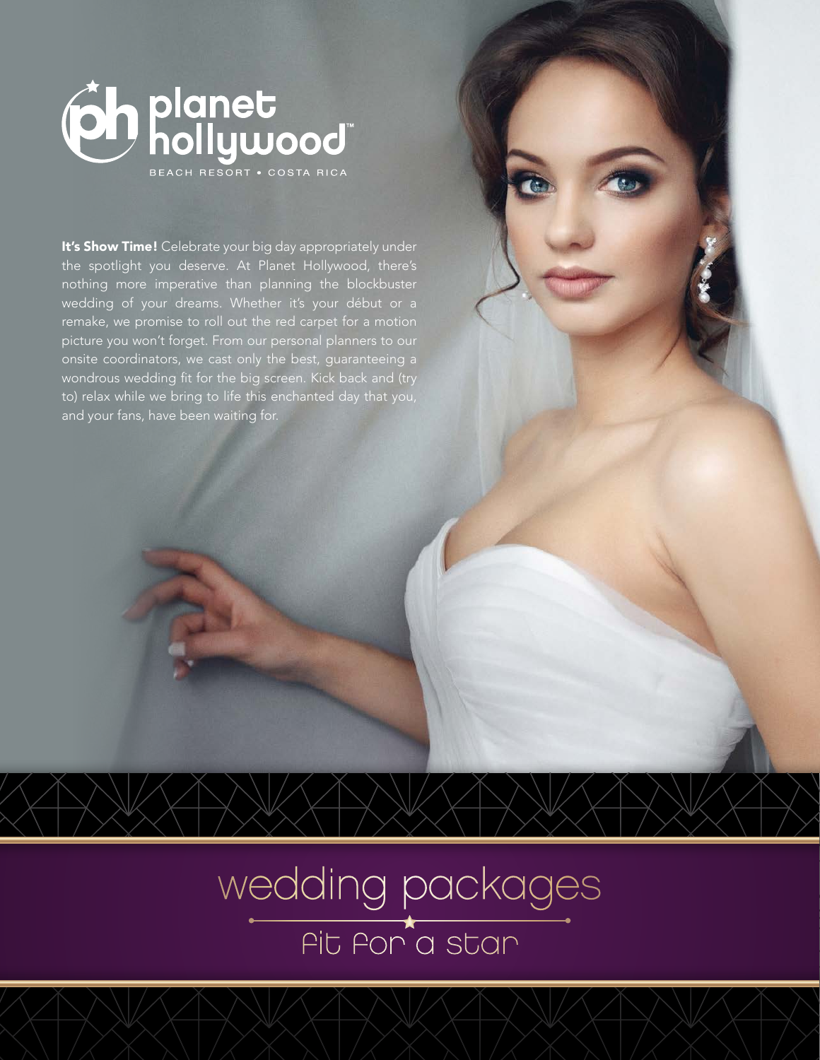# planet hollywood

BEACH RESORT • COSTA RICA

**It's Show Time!** Celebrate your big day appropriately under the spotlight you deserve. At Planet Hollywood, there's nothing more imperative than planning the blockbuster wedding of your dreams. Whether it's your début or a remake, we promise to roll out the red carpet for a motion picture you won't forget. From our personal planners to our onsite coordinators, we cast only the best, guaranteeing a wondrous wedding fit for the big screen. Kick back and (try to) relax while we bring to life this enchanted day that you, and your fans, have been waiting for.

## wedding packages

### fit for a star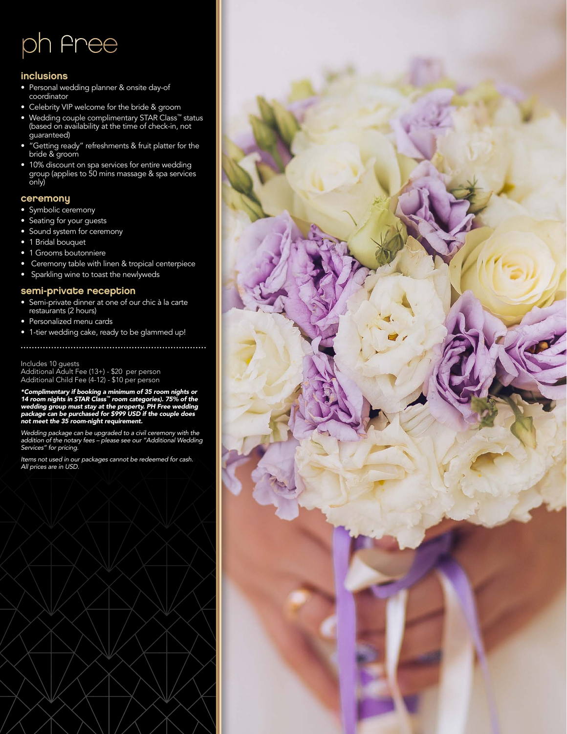# ph free

## inclusions

- Personal wedding planner & onsite day-of coordinator
- Celebrity VIP welcome for the bride & groom
- Wedding couple complimentary STAR Class™ status (based on availability at the time of check-in, not guaranteed)
- "Getting ready" refreshments & fruit platter for the bride & groom
- 10% discount on spa services for entire wedding group (applies to 50 mins massage & spa services only)

## ceremony

- Symbolic ceremony
- Seating for your guests
- Sound system for ceremony
- 1 Bridal bouquet
- 1 Grooms boutonniere
- Ceremony table with linen & tropical centerpiece
- Sparkling wine to toast the newlyweds

## semi-private reception

- Semi-private dinner at one of our chic à la carte restaurants (2 hours)
- Personalized menu cards
- 1-tier wedding cake, ready to be glammed up!

Includes 10 guests
Additional Adult Fee (13+) - $20 per person
Additional Child Fee (4-12) - $10 per person

***Complimentary if booking a minimum of 35 room nights or 14 room nights in STAR Class™ room categories). 75% of the wedding group must stay at the property. PH Free wedding package can be purchased for $999 USD if the couple does not meet the 35 room-night requirement.***

*Wedding package can be upgraded to a civil ceremony with the addition of the notary fees – please see our "Additional Wedding Services" for pricing.*

*Items not used in our packages cannot be redeemed for cash. All prices are in USD.*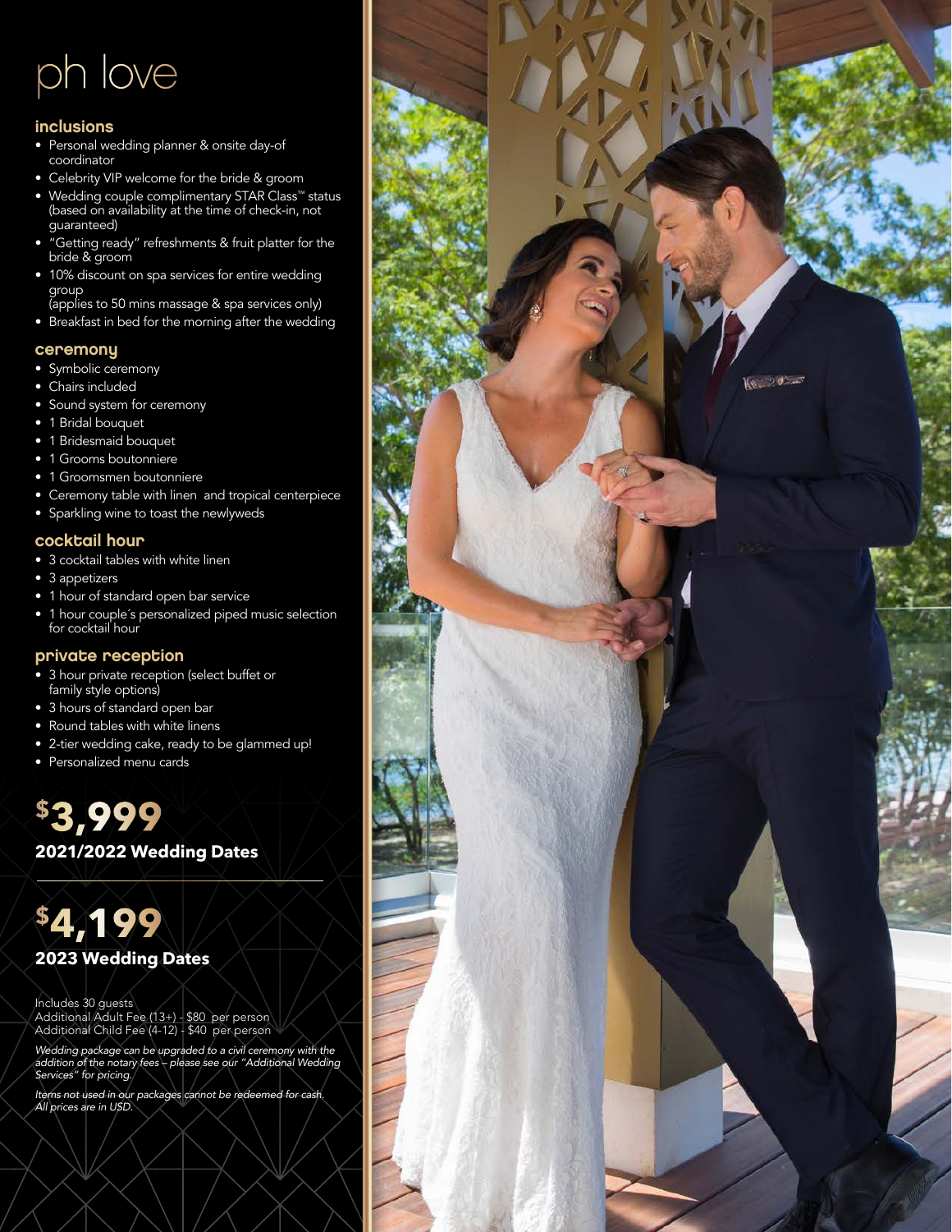# ph love

## inclusions

- Personal wedding planner & onsite day-of coordinator
- Celebrity VIP welcome for the bride & groom
- Wedding couple complimentary STAR Class™ status (based on availability at the time of check-in, not guaranteed)
- "Getting ready" refreshments & fruit platter for the bride & groom
- 10% discount on spa services for entire wedding group (applies to 50 mins massage & spa services only)
- Breakfast in bed for the morning after the wedding

## ceremony

- Symbolic ceremony
- Chairs included
- Sound system for ceremony
- 1 Bridal bouquet
- 1 Bridesmaid bouquet
- 1 Grooms boutonniere
- 1 Groomsmen boutonniere
- Ceremony table with linen and tropical centerpiece
- Sparkling wine to toast the newlyweds

## cocktail hour

- 3 cocktail tables with white linen
- 3 appetizers
- 1 hour of standard open bar service
- 1 hour couple´s personalized piped music selection for cocktail hour

## private reception

- 3 hour private reception (select buffet or family style options)
- 3 hours of standard open bar
- Round tables with white linens
- 2-tier wedding cake, ready to be glammed up!
- Personalized menu cards

**$3,999**

**2021/2022 Wedding Dates**

---

**$4,199**

**2023 Wedding Dates**

Includes 30 guests
Additional Adult Fee (13+) - $80 per person
Additional Child Fee (4-12) - $40 per person

*Wedding package can be upgraded to a civil ceremony with the addition of the notary fees – please see our "Additional Wedding Services" for pricing.*

*Items not used in our packages cannot be redeemed for cash. All prices are in USD.*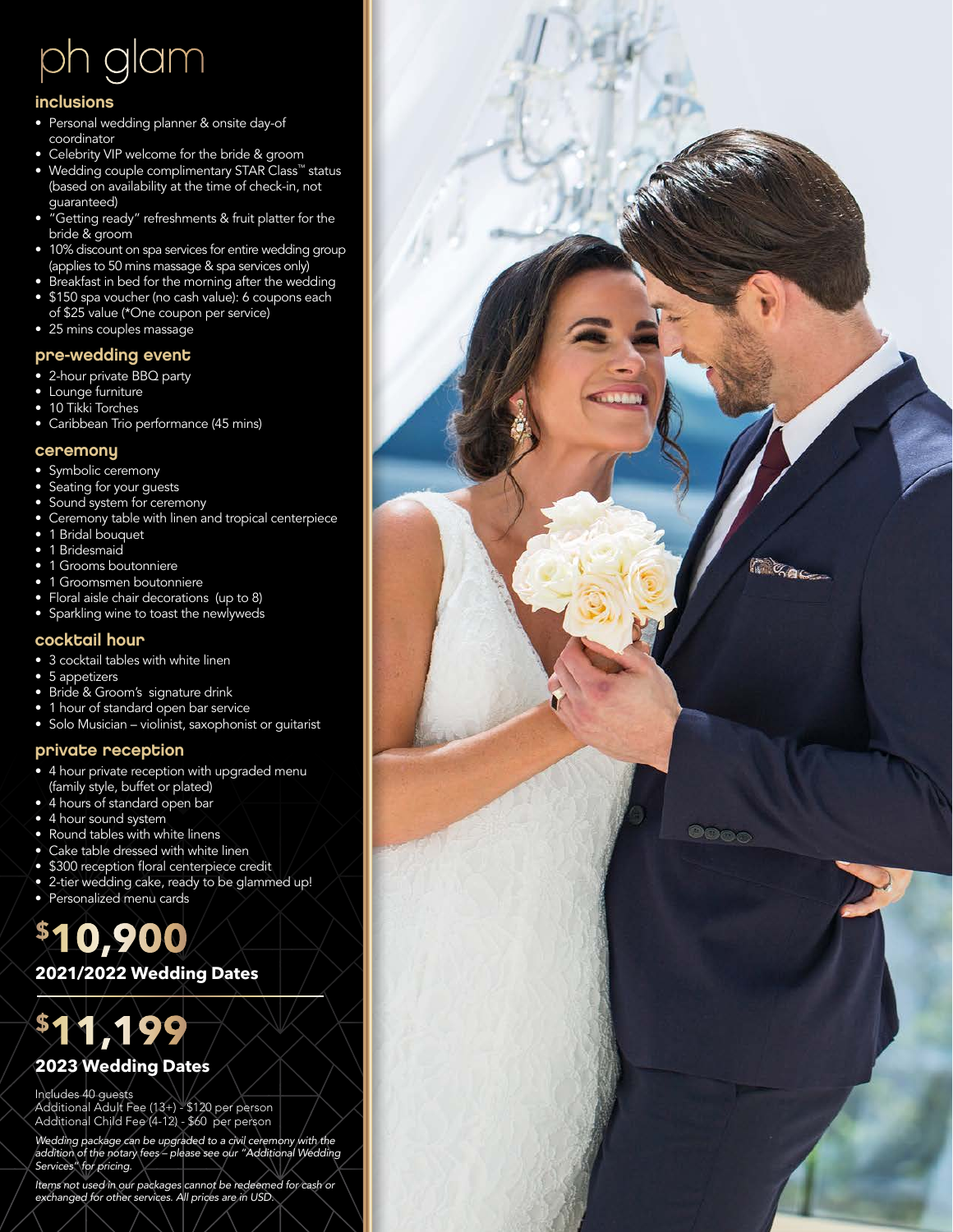# ph glam

## inclusions

- Personal wedding planner & onsite day-of coordinator
- Celebrity VIP welcome for the bride & groom
- Wedding couple complimentary STAR Class™ status (based on availability at the time of check-in, not guaranteed)
- "Getting ready" refreshments & fruit platter for the bride & groom
- 10% discount on spa services for entire wedding group (applies to 50 mins massage & spa services only)
- Breakfast in bed for the morning after the wedding
- $150 spa voucher (no cash value): 6 coupons each of $25 value (*One coupon per service)
- 25 mins couples massage

## pre-wedding event

- 2-hour private BBQ party
- Lounge furniture
- 10 Tikki Torches
- Caribbean Trio performance (45 mins)

## ceremony

- Symbolic ceremony
- Seating for your guests
- Sound system for ceremony
- Ceremony table with linen and tropical centerpiece
- 1 Bridal bouquet
- 1 Bridesmaid
- 1 Grooms boutonniere
- 1 Groomsmen boutonniere
- Floral aisle chair decorations (up to 8)
- Sparkling wine to toast the newlyweds

## cocktail hour

- 3 cocktail tables with white linen
- 5 appetizers
- Bride & Groom's signature drink
- 1 hour of standard open bar service
- Solo Musician – violinist, saxophonist or guitarist

## private reception

- 4 hour private reception with upgraded menu (family style, buffet or plated)
- 4 hours of standard open bar
- 4 hour sound system
- Round tables with white linens
- Cake table dressed with white linen
- $300 reception floral centerpiece credit
- 2-tier wedding cake, ready to be glammed up!
- Personalized menu cards

**$10,900**

**2021/2022 Wedding Dates**

---

**$11,199**

**2023 Wedding Dates**

Includes 40 guests
Additional Adult Fee (13+) - $120 per person
Additional Child Fee (4-12) - $60 per person

*Wedding package can be upgraded to a civil ceremony with the addition of the notary fees – please see our "Additional Wedding Services" for pricing.*

*Items not used in our packages cannot be redeemed for cash or exchanged for other services. All prices are in USD.*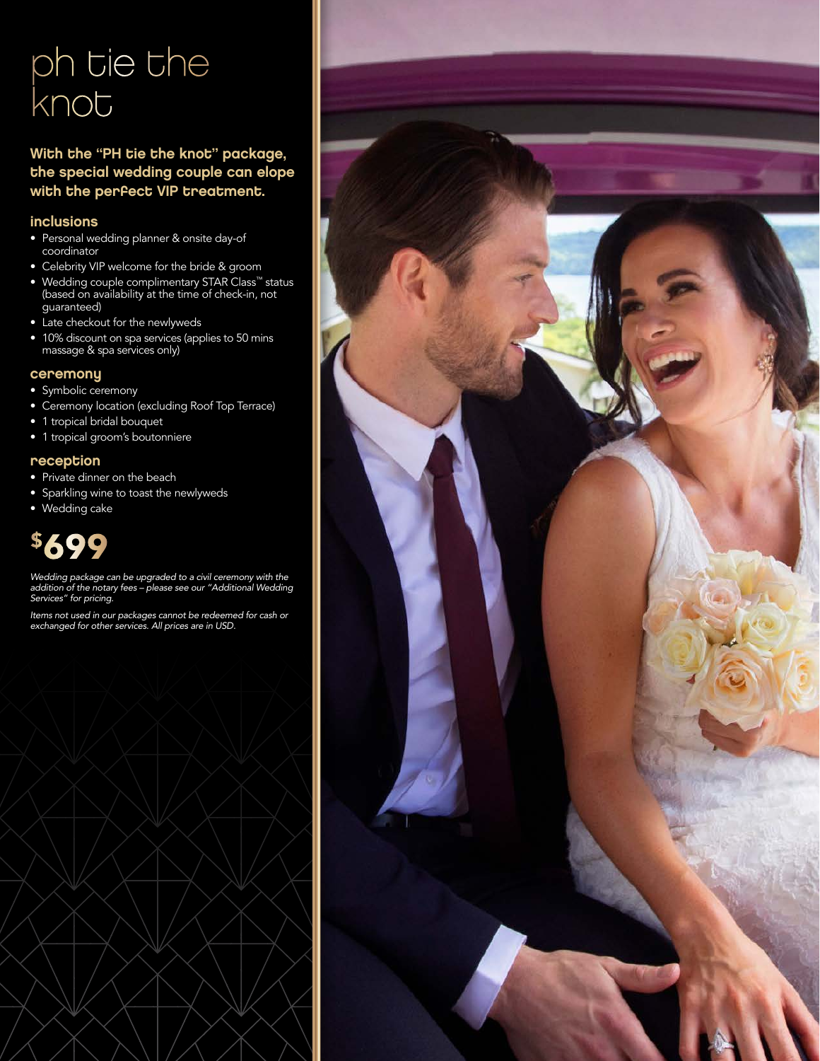# ph tie the knot

**With the "PH tie the knot" package, the special wedding couple can elope with the perfect VIP treatment.**

## inclusions

- Personal wedding planner & onsite day-of coordinator
- Celebrity VIP welcome for the bride & groom
- Wedding couple complimentary STAR Class™ status (based on availability at the time of check-in, not guaranteed)
- Late checkout for the newlyweds
- 10% discount on spa services (applies to 50 mins massage & spa services only)

## ceremony

- Symbolic ceremony
- Ceremony location (excluding Roof Top Terrace)
- 1 tropical bridal bouquet
- 1 tropical groom's boutonniere

## reception

- Private dinner on the beach
- Sparkling wine to toast the newlyweds
- Wedding cake

**$699**

*Wedding package can be upgraded to a civil ceremony with the addition of the notary fees – please see our "Additional Wedding Services" for pricing.*

*Items not used in our packages cannot be redeemed for cash or exchanged for other services. All prices are in USD.*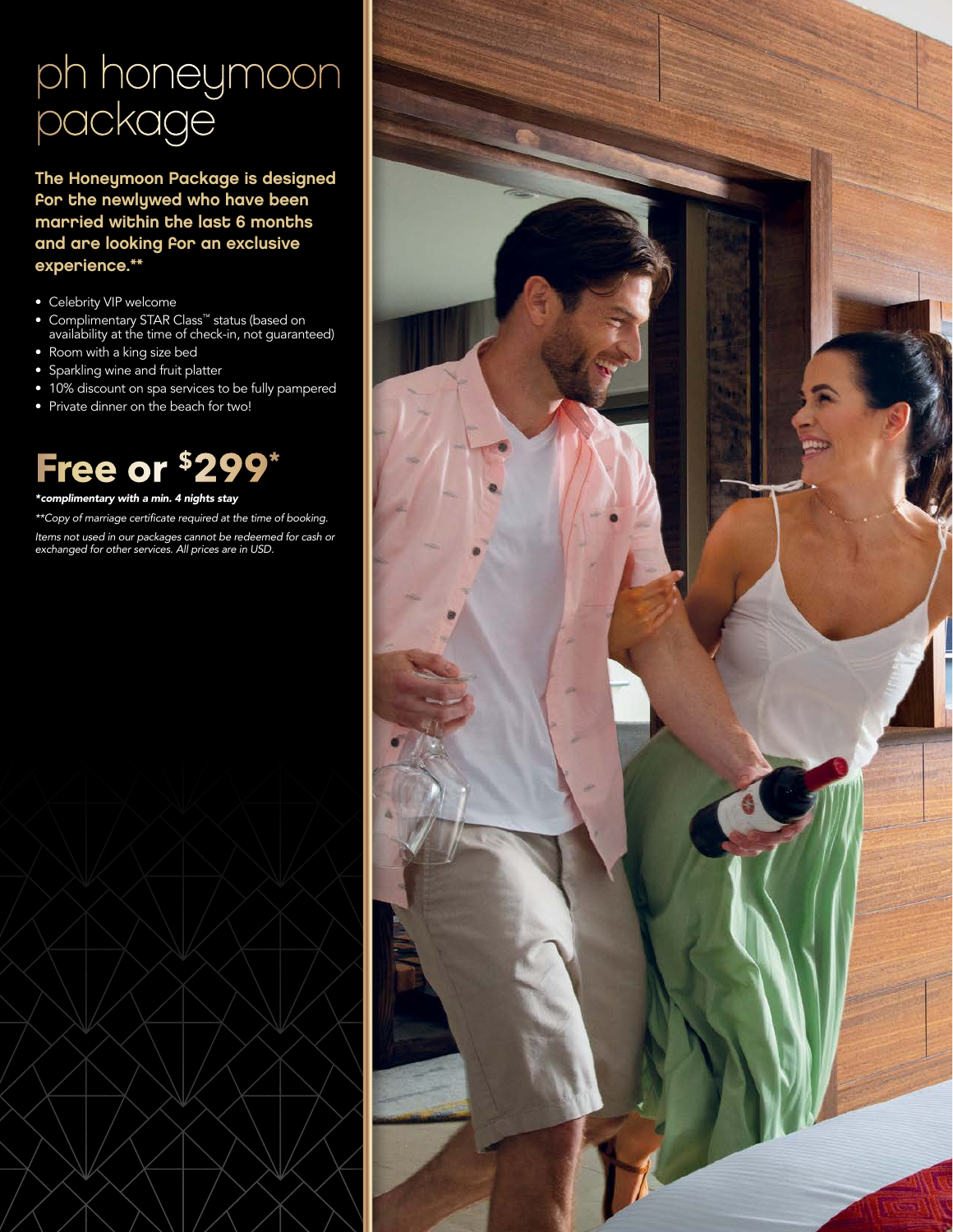# ph honeymoon package

**The Honeymoon Package is designed for the newlywed who have been married within the last 6 months and are looking for an exclusive experience.****

- Celebrity VIP welcome
- Complimentary STAR Class™ status (based on availability at the time of check-in, not guaranteed)
- Room with a king size bed
- Sparkling wine and fruit platter
- 10% discount on spa services to be fully pampered
- Private dinner on the beach for two!

## Free or $299*

***complimentary with a min. 4 nights stay***

*\*\*Copy of marriage certificate required at the time of booking.*

*Items not used in our packages cannot be redeemed for cash or exchanged for other services. All prices are in USD.*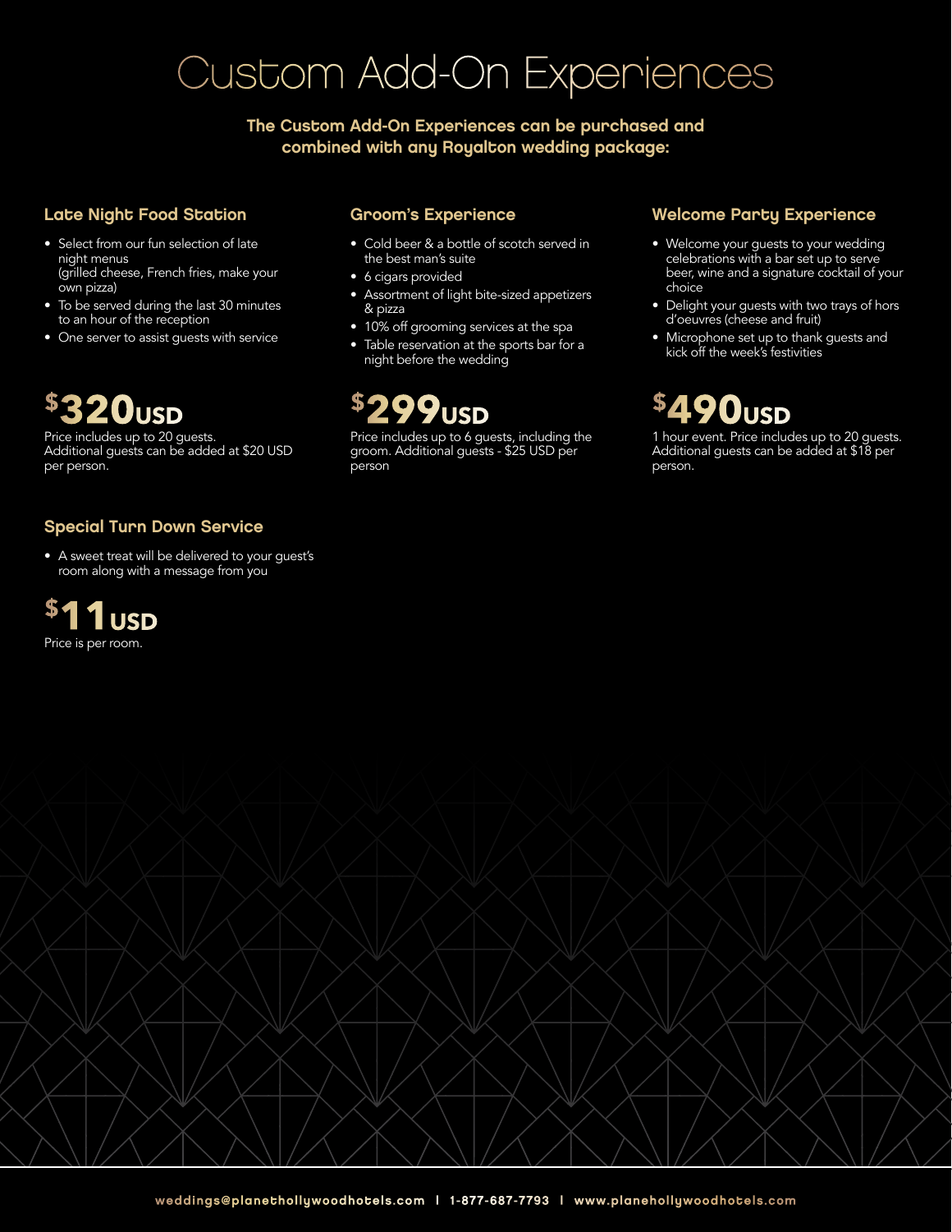# Custom Add-On Experiences

**The Custom Add-On Experiences can be purchased and combined with any Royalton wedding package:**

### Late Night Food Station

- Select from our fun selection of late night menus (grilled cheese, French fries, make your own pizza)
- To be served during the last 30 minutes to an hour of the reception
- One server to assist guests with service

**$320USD**

Price includes up to 20 guests. Additional guests can be added at $20 USD per person.

### Groom's Experience

- Cold beer & a bottle of scotch served in the best man's suite
- 6 cigars provided
- Assortment of light bite-sized appetizers & pizza
- 10% off grooming services at the spa
- Table reservation at the sports bar for a night before the wedding

**$299USD**

Price includes up to 6 guests, including the groom. Additional guests - $25 USD per person

### Welcome Party Experience

- Welcome your guests to your wedding celebrations with a bar set up to serve beer, wine and a signature cocktail of your choice
- Delight your guests with two trays of hors d'oeuvres (cheese and fruit)
- Microphone set up to thank guests and kick off the week's festivities

**$490USD**

1 hour event. Price includes up to 20 guests. Additional guests can be added at $18 per person.

### Special Turn Down Service

- A sweet treat will be delivered to your guest's room along with a message from you

**$11USD**

Price is per room.

weddings@planethollywoodhotels.com | 1-877-687-7793 | www.planehollywoodhotels.com